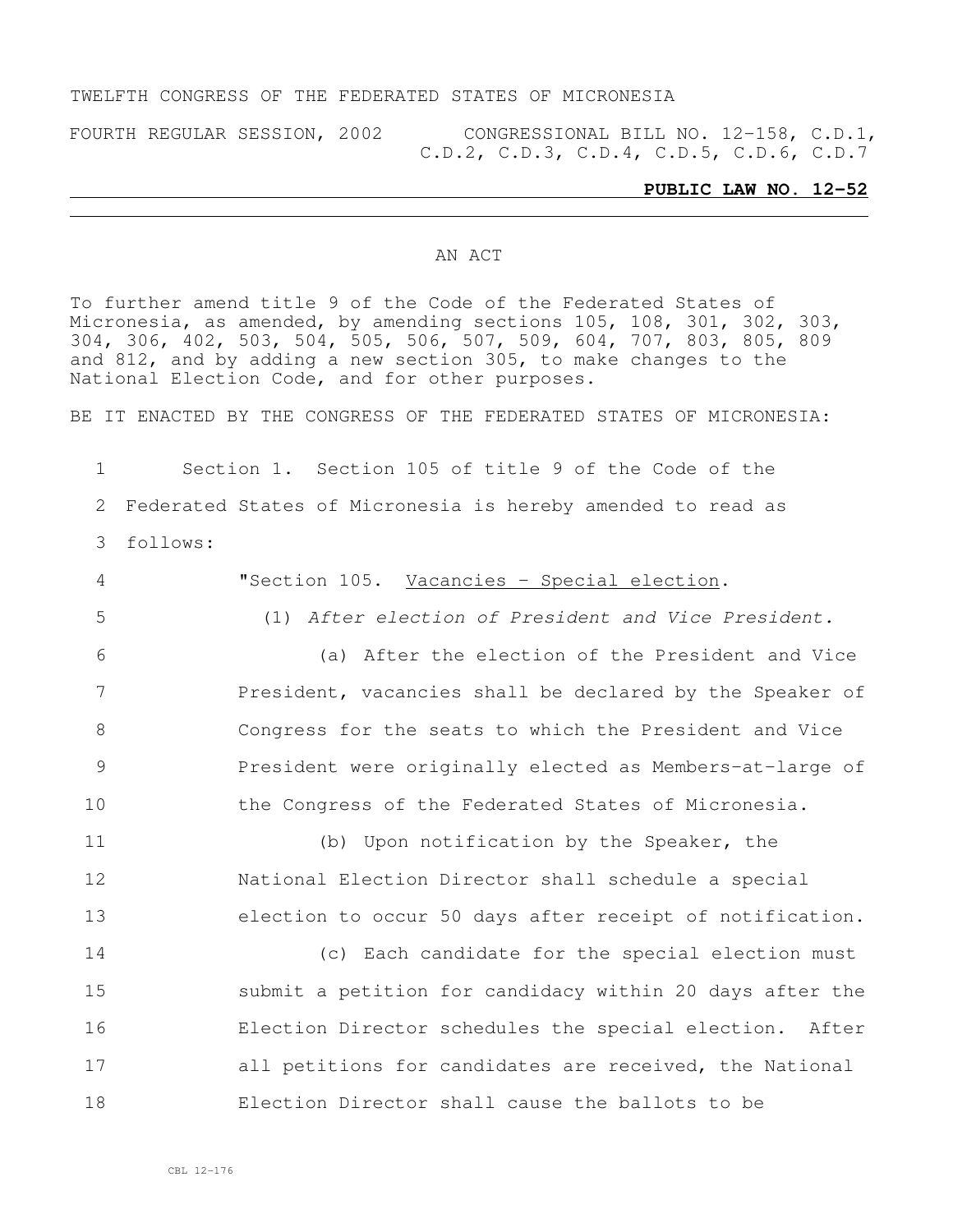TWELFTH CONGRESS OF THE FEDERATED STATES OF MICRONESIA

FOURTH REGULAR SESSION, 2002 CONGRESSIONAL BILL NO. 12-158, C.D.1, C.D.2, C.D.3, C.D.4, C.D.5, C.D.6, C.D.7

**PUBLIC LAW NO. 12-52**

AN ACT

To further amend title 9 of the Code of the Federated States of Micronesia, as amended, by amending sections 105, 108, 301, 302, 303, 304, 306, 402, 503, 504, 505, 506, 507, 509, 604, 707, 803, 805, 809 and 812, and by adding a new section 305, to make changes to the National Election Code, and for other purposes.

BE IT ENACTED BY THE CONGRESS OF THE FEDERATED STATES OF MICRONESIA:

Section 1. Section 105 of title 9 of the Code of the Federated States of Micronesia is hereby amended to read as follows:

"Section 105. Vacancies - Special election.

(1) *After election of President and Vice President.*

(a) After the election of the President and Vice President, vacancies shall be declared by the Speaker of Congress for the seats to which the President and Vice President were originally elected as Members-at-large of the Congress of the Federated States of Micronesia.

(b) Upon notification by the Speaker, the National Election Director shall schedule a special election to occur 50 days after receipt of notification.

(c) Each candidate for the special election must submit a petition for candidacy within 20 days after the Election Director schedules the special election. After all petitions for candidates are received, the National Election Director shall cause the ballots to be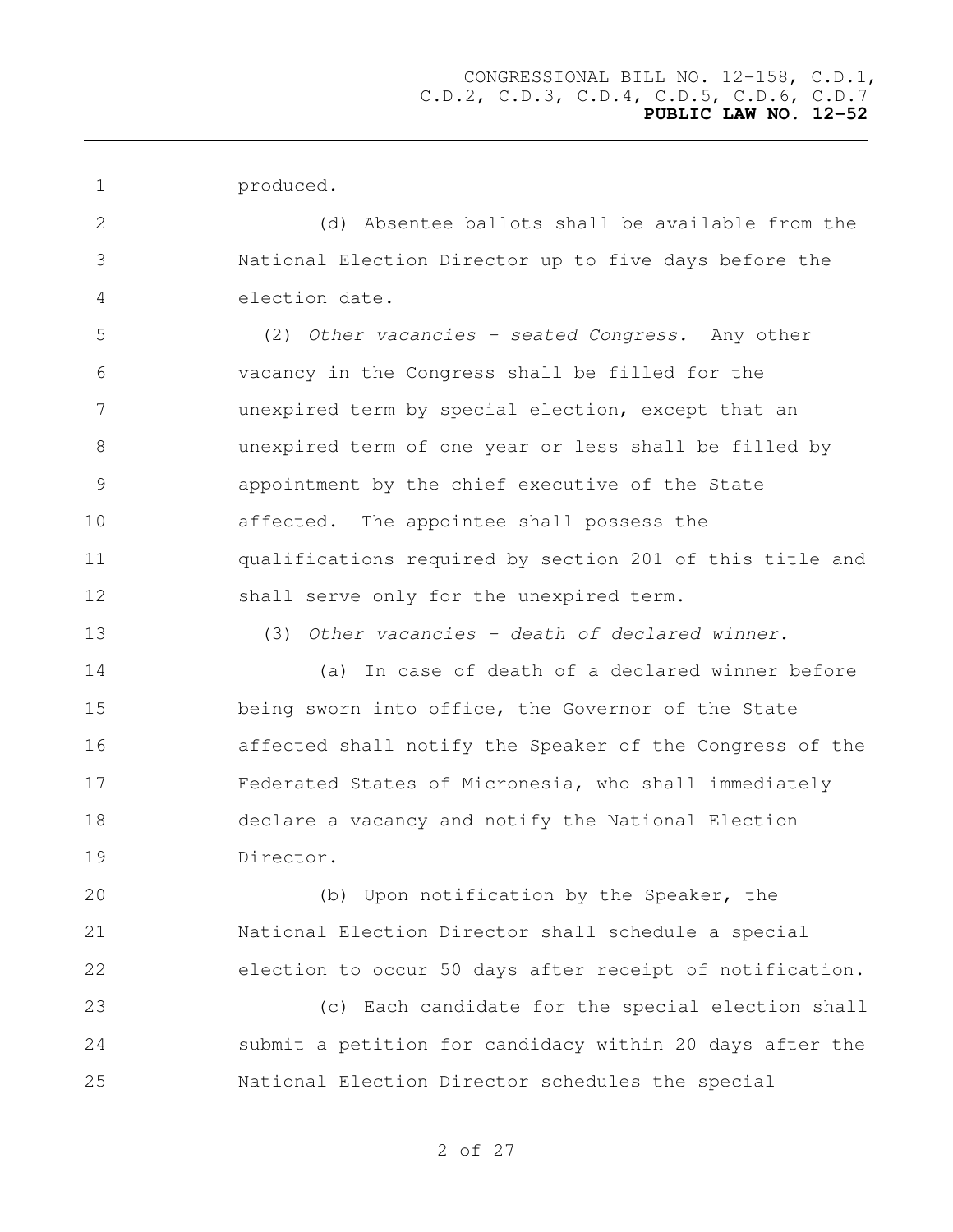produced.

(d) Absentee ballots shall be available from the National Election Director up to five days before the election date.

(2) *Other vacancies – seated Congress.* Any other vacancy in the Congress shall be filled for the unexpired term by special election, except that an unexpired term of one year or less shall be filled by appointment by the chief executive of the State affected. The appointee shall possess the qualifications required by section 201 of this title and shall serve only for the unexpired term.

(3) *Other vacancies – death of declared winner.*

(a) In case of death of a declared winner before being sworn into office, the Governor of the State affected shall notify the Speaker of the Congress of the Federated States of Micronesia, who shall immediately declare a vacancy and notify the National Election Director.

(b) Upon notification by the Speaker, the National Election Director shall schedule a special election to occur 50 days after receipt of notification.

(c) Each candidate for the special election shall submit a petition for candidacy within 20 days after the National Election Director schedules the special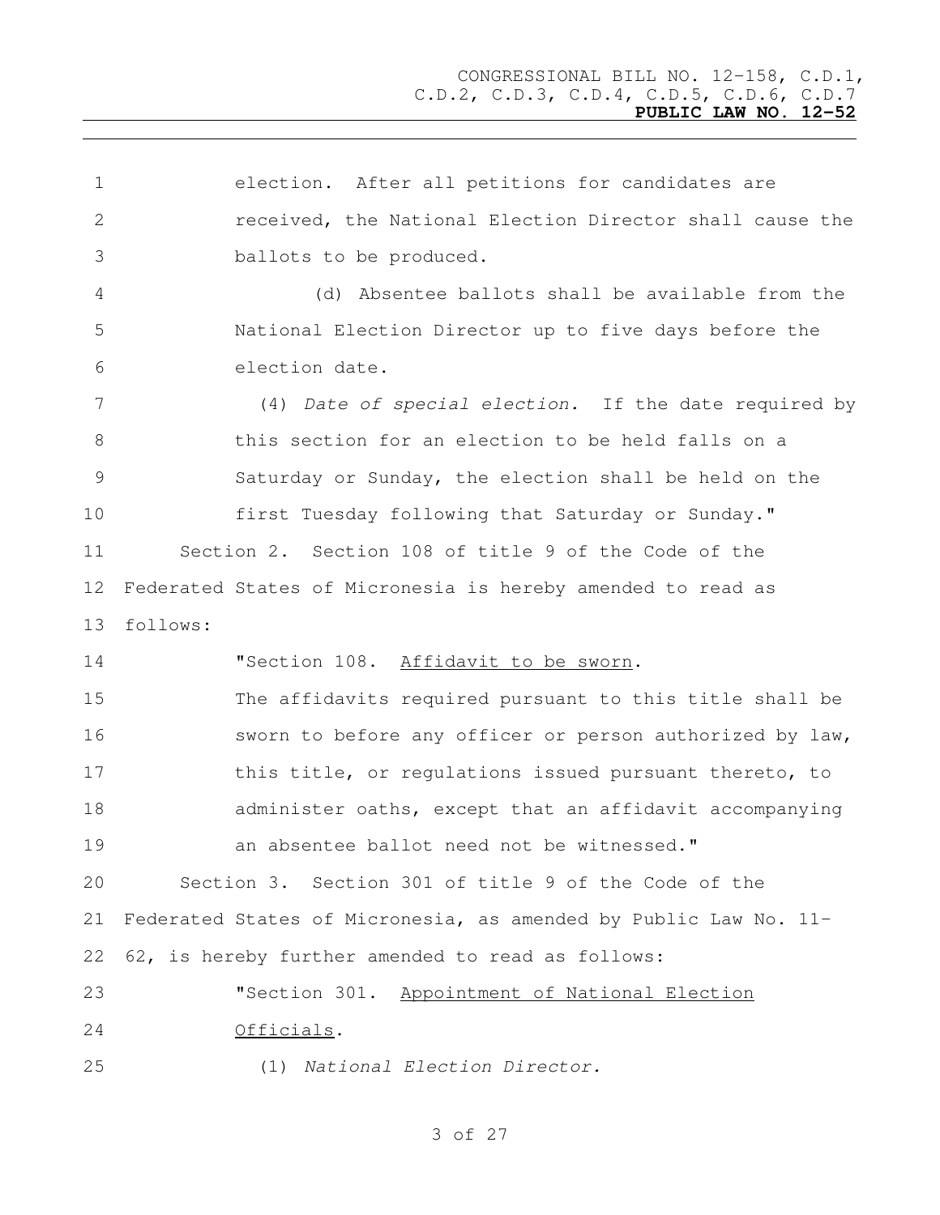election. After all petitions for candidates are received, the National Election Director shall cause the ballots to be produced.

(d) Absentee ballots shall be available from the National Election Director up to five days before the election date.

(4) *Date of special election.* If the date required by this section for an election to be held falls on a Saturday or Sunday, the election shall be held on the first Tuesday following that Saturday or Sunday."

Section 2. Section 108 of title 9 of the Code of the Federated States of Micronesia is hereby amended to read as follows:

"Section 108. Affidavit to be sworn.

The affidavits required pursuant to this title shall be sworn to before any officer or person authorized by law, this title, or regulations issued pursuant thereto, to administer oaths, except that an affidavit accompanying an absentee ballot need not be witnessed."

Section 3. Section 301 of title 9 of the Code of the Federated States of Micronesia, as amended by Public Law No. 11-62, is hereby further amended to read as follows:

"Section 301. Appointment of National Election Officials.

(1) *National Election Director.*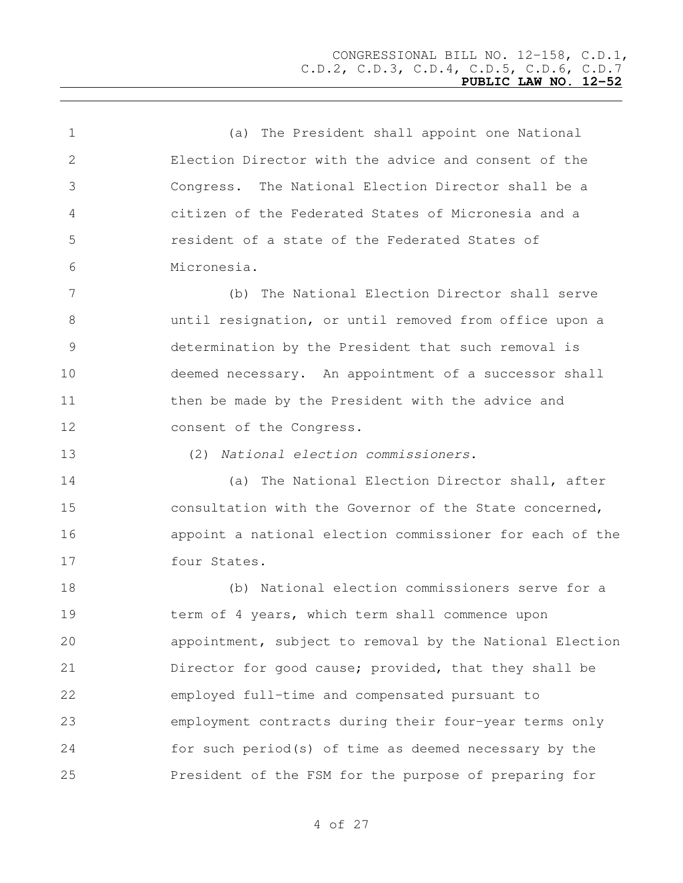(a) The President shall appoint one National Election Director with the advice and consent of the Congress. The National Election Director shall be a citizen of the Federated States of Micronesia and a resident of a state of the Federated States of Micronesia.

(b) The National Election Director shall serve until resignation, or until removed from office upon a determination by the President that such removal is deemed necessary. An appointment of a successor shall then be made by the President with the advice and consent of the Congress.

(2) *National election commissioners.*

(a) The National Election Director shall, after consultation with the Governor of the State concerned, appoint a national election commissioner for each of the four States.

(b) National election commissioners serve for a term of 4 years, which term shall commence upon appointment, subject to removal by the National Election Director for good cause; provided, that they shall be employed full-time and compensated pursuant to employment contracts during their four-year terms only for such period(s) of time as deemed necessary by the President of the FSM for the purpose of preparing for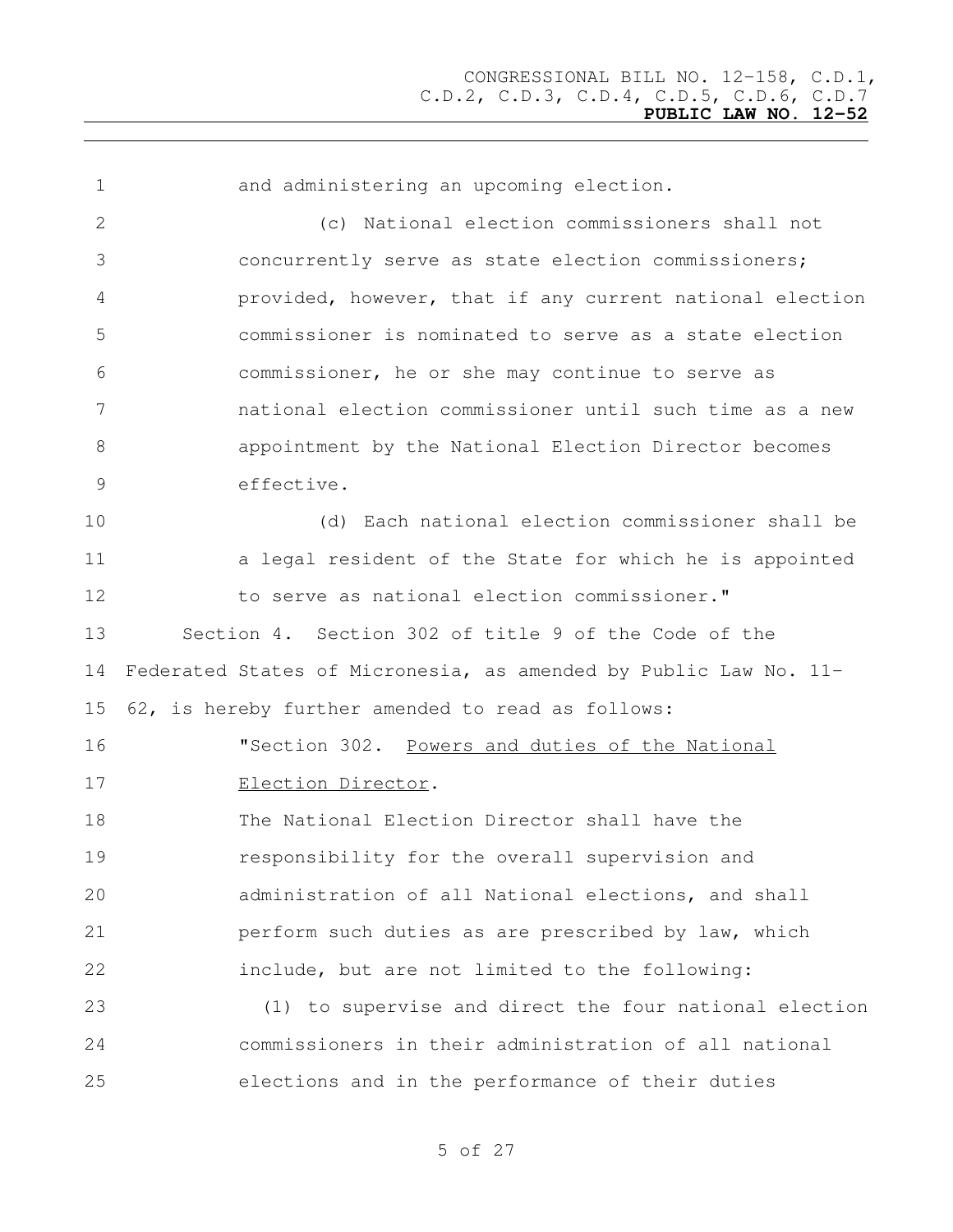and administering an upcoming election.

(c) National election commissioners shall not concurrently serve as state election commissioners; provided, however, that if any current national election commissioner is nominated to serve as a state election commissioner, he or she may continue to serve as national election commissioner until such time as a new appointment by the National Election Director becomes effective.

(d) Each national election commissioner shall be a legal resident of the State for which he is appointed to serve as national election commissioner."

Section 4. Section 302 of title 9 of the Code of the Federated States of Micronesia, as amended by Public Law No. 11-62, is hereby further amended to read as follows:

"Section 302. Powers and duties of the National Election Director.

The National Election Director shall have the responsibility for the overall supervision and administration of all National elections, and shall perform such duties as are prescribed by law, which include, but are not limited to the following:

(1) to supervise and direct the four national election commissioners in their administration of all national elections and in the performance of their duties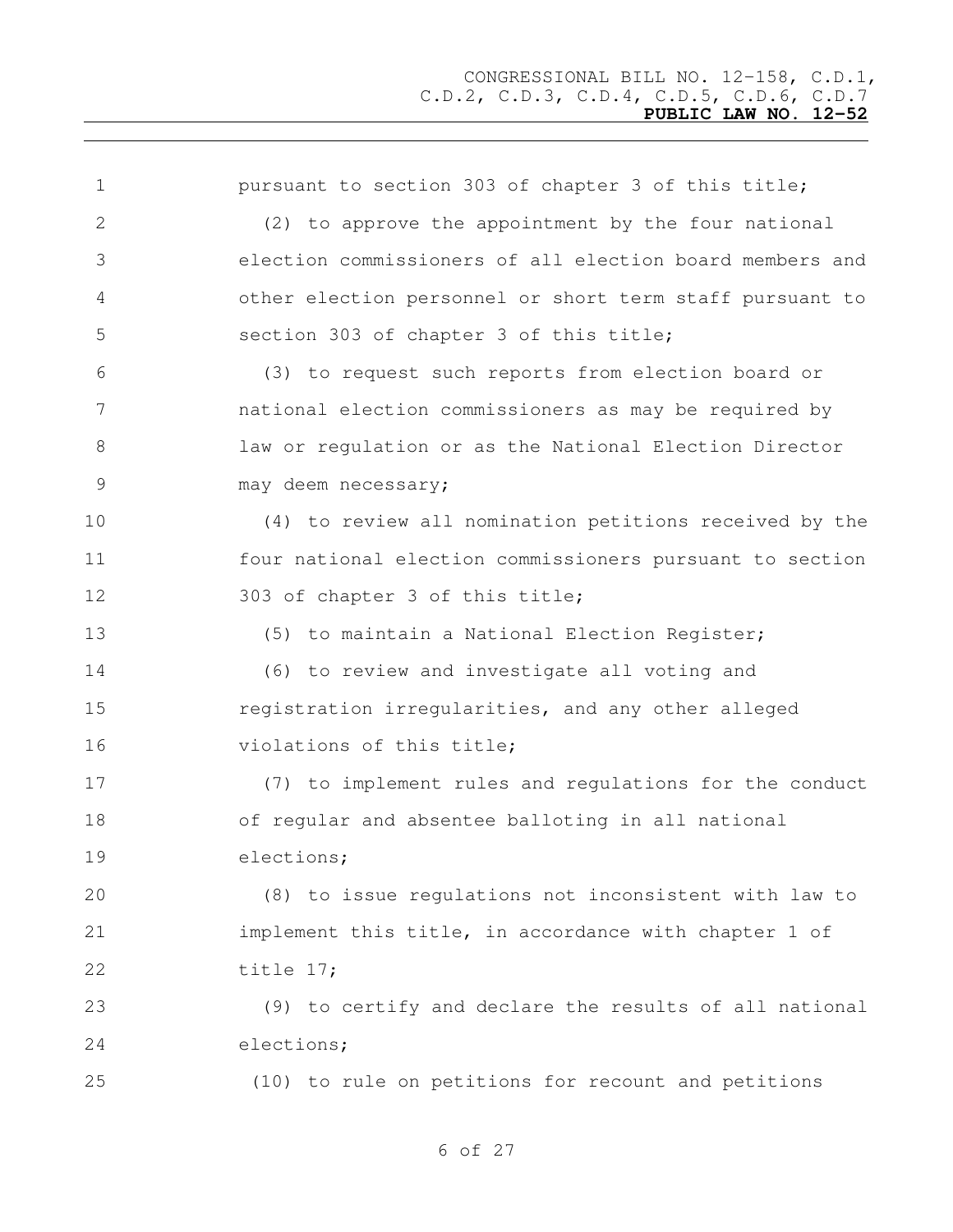pursuant to section 303 of chapter 3 of this title;

(2) to approve the appointment by the four national election commissioners of all election board members and other election personnel or short term staff pursuant to section 303 of chapter 3 of this title;

(3) to request such reports from election board or national election commissioners as may be required by law or regulation or as the National Election Director may deem necessary;

(4) to review all nomination petitions received by the four national election commissioners pursuant to section 303 of chapter 3 of this title;

(5) to maintain a National Election Register;

(6) to review and investigate all voting and registration irregularities, and any other alleged violations of this title;

(7) to implement rules and regulations for the conduct of regular and absentee balloting in all national elections;

(8) to issue regulations not inconsistent with law to implement this title, in accordance with chapter 1 of title 17;

(9) to certify and declare the results of all national elections;

(10) to rule on petitions for recount and petitions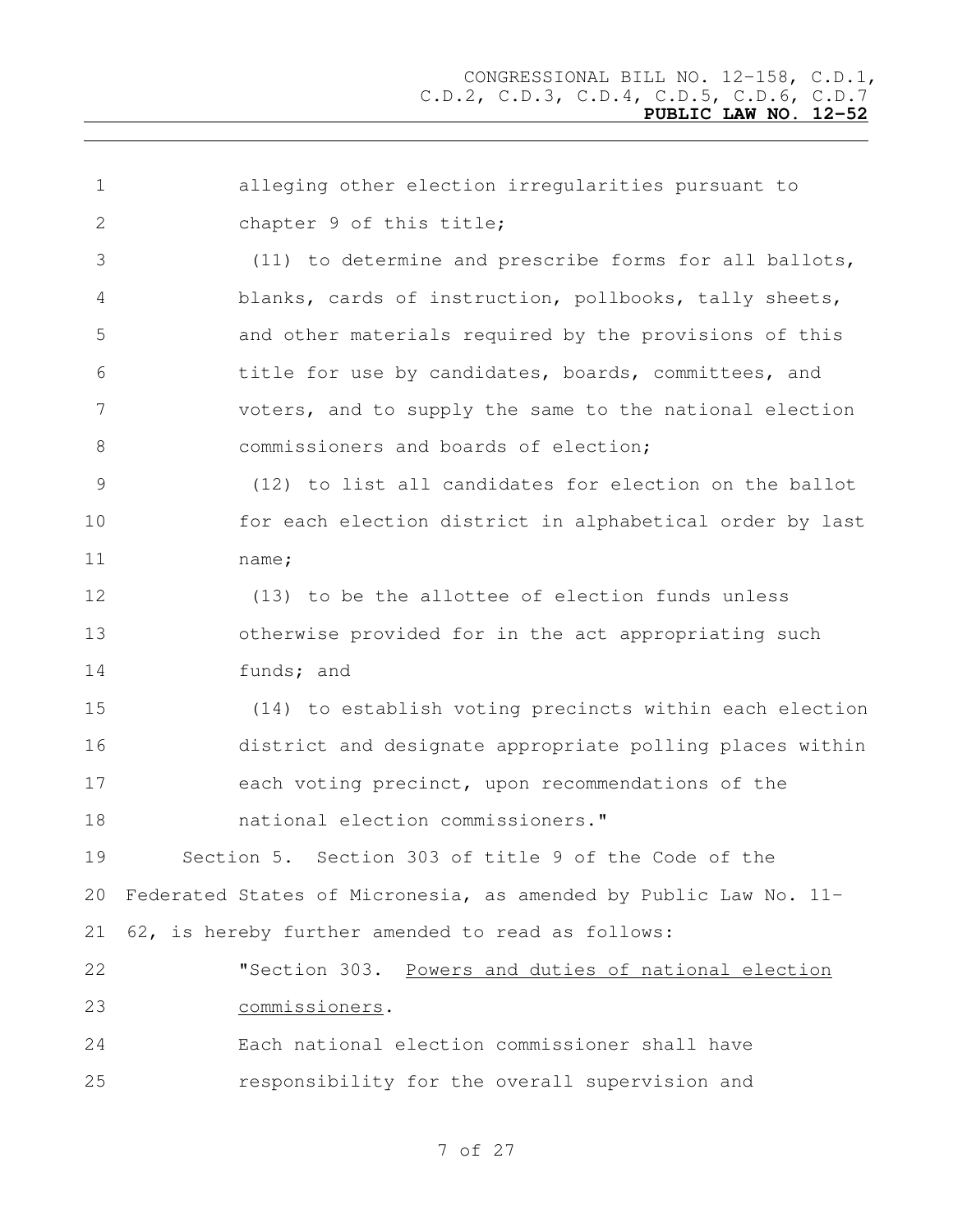alleging other election irregularities pursuant to chapter 9 of this title;

(11) to determine and prescribe forms for all ballots, blanks, cards of instruction, pollbooks, tally sheets, and other materials required by the provisions of this title for use by candidates, boards, committees, and voters, and to supply the same to the national election commissioners and boards of election;

(12) to list all candidates for election on the ballot for each election district in alphabetical order by last name;

(13) to be the allottee of election funds unless otherwise provided for in the act appropriating such funds; and

(14) to establish voting precincts within each election district and designate appropriate polling places within each voting precinct, upon recommendations of the national election commissioners."

Section 5. Section 303 of title 9 of the Code of the Federated States of Micronesia, as amended by Public Law No. 11-62, is hereby further amended to read as follows:

"Section 303. Powers and duties of national election commissioners.

Each national election commissioner shall have responsibility for the overall supervision and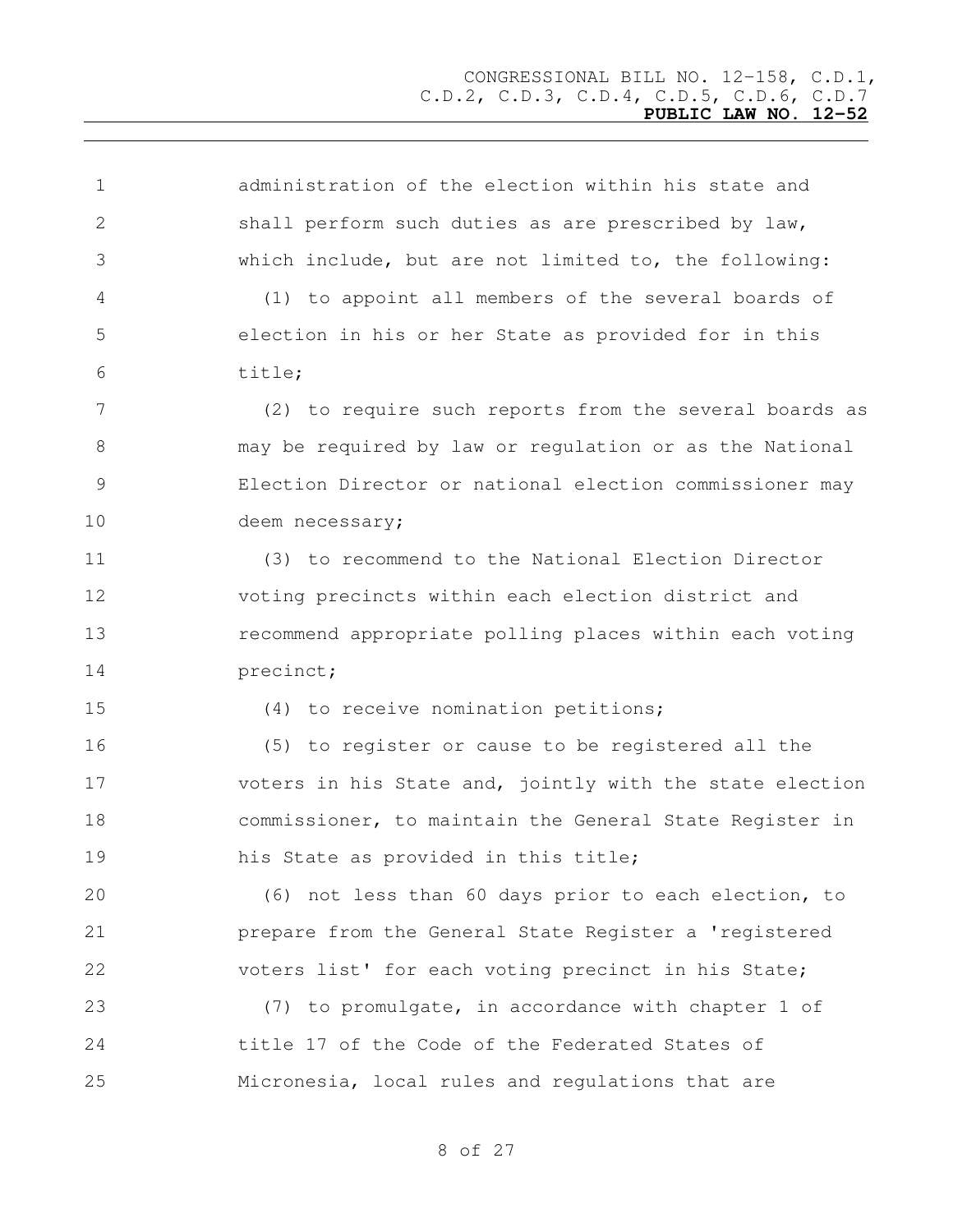administration of the election within his state and shall perform such duties as are prescribed by law, which include, but are not limited to, the following:

(1) to appoint all members of the several boards of election in his or her State as provided for in this title;

(2) to require such reports from the several boards as may be required by law or regulation or as the National Election Director or national election commissioner may deem necessary;

(3) to recommend to the National Election Director voting precincts within each election district and recommend appropriate polling places within each voting precinct;

(4) to receive nomination petitions;

(5) to register or cause to be registered all the voters in his State and, jointly with the state election commissioner, to maintain the General State Register in his State as provided in this title;

(6) not less than 60 days prior to each election, to prepare from the General State Register a 'registered voters list' for each voting precinct in his State;

(7) to promulgate, in accordance with chapter 1 of title 17 of the Code of the Federated States of Micronesia, local rules and regulations that are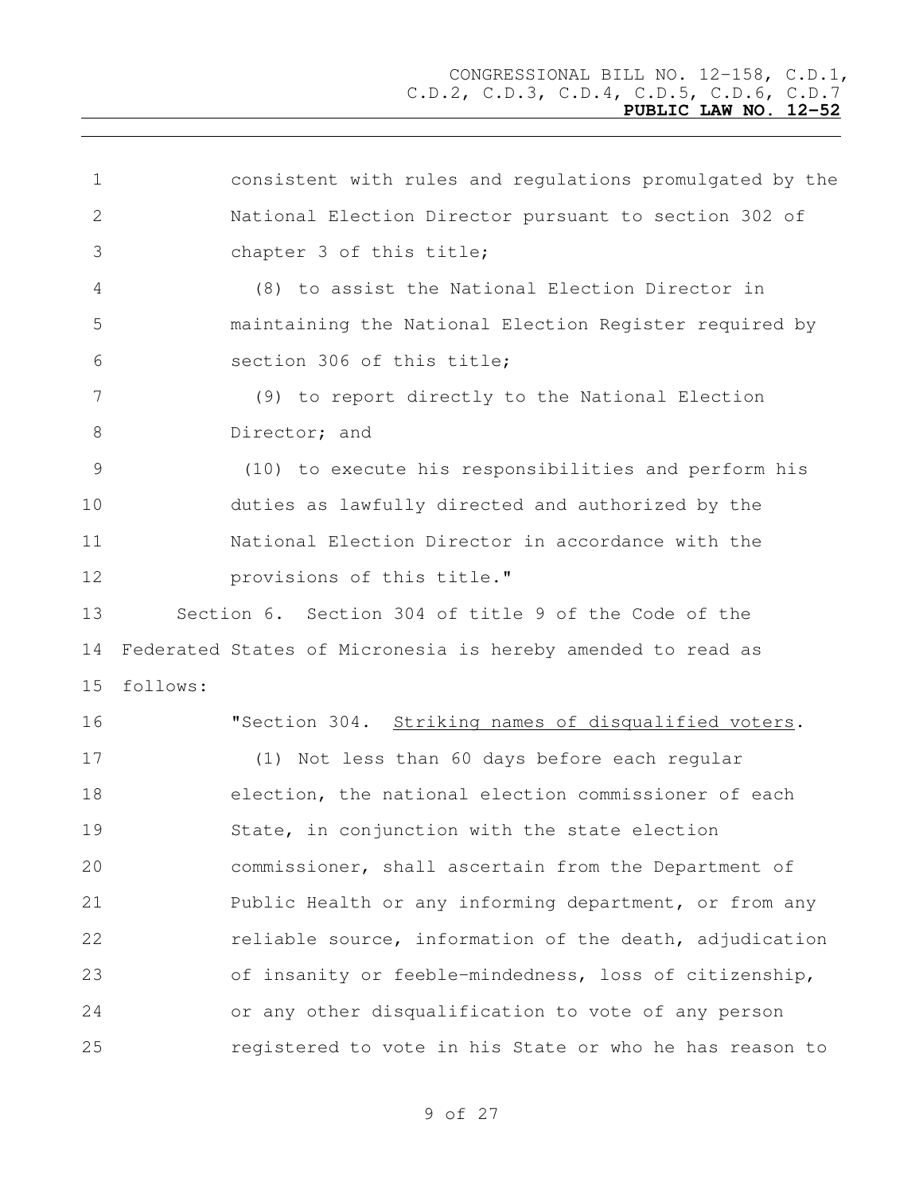consistent with rules and regulations promulgated by the National Election Director pursuant to section 302 of chapter 3 of this title;

(8) to assist the National Election Director in maintaining the National Election Register required by section 306 of this title;

(9) to report directly to the National Election Director; and

(10) to execute his responsibilities and perform his duties as lawfully directed and authorized by the National Election Director in accordance with the provisions of this title."

Section 6. Section 304 of title 9 of the Code of the Federated States of Micronesia is hereby amended to read as follows:

"Section 304. Striking names of disqualified voters.

(1) Not less than 60 days before each regular election, the national election commissioner of each State, in conjunction with the state election commissioner, shall ascertain from the Department of Public Health or any informing department, or from any reliable source, information of the death, adjudication of insanity or feeble-mindedness, loss of citizenship, or any other disqualification to vote of any person registered to vote in his State or who he has reason to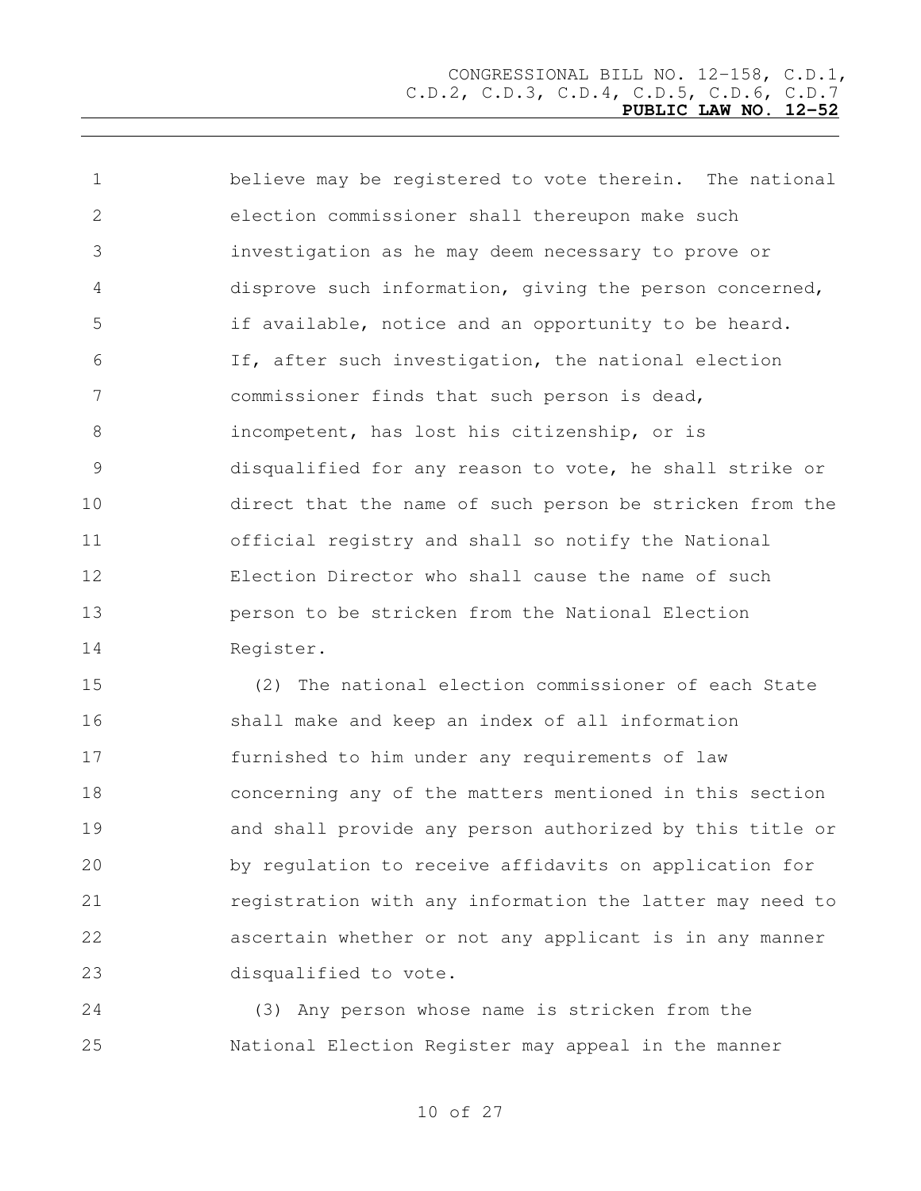believe may be registered to vote therein. The national election commissioner shall thereupon make such investigation as he may deem necessary to prove or disprove such information, giving the person concerned, if available, notice and an opportunity to be heard. If, after such investigation, the national election commissioner finds that such person is dead, incompetent, has lost his citizenship, or is disqualified for any reason to vote, he shall strike or direct that the name of such person be stricken from the official registry and shall so notify the National Election Director who shall cause the name of such person to be stricken from the National Election Register.

(2) The national election commissioner of each State shall make and keep an index of all information furnished to him under any requirements of law concerning any of the matters mentioned in this section and shall provide any person authorized by this title or by regulation to receive affidavits on application for registration with any information the latter may need to ascertain whether or not any applicant is in any manner disqualified to vote.

(3) Any person whose name is stricken from the National Election Register may appeal in the manner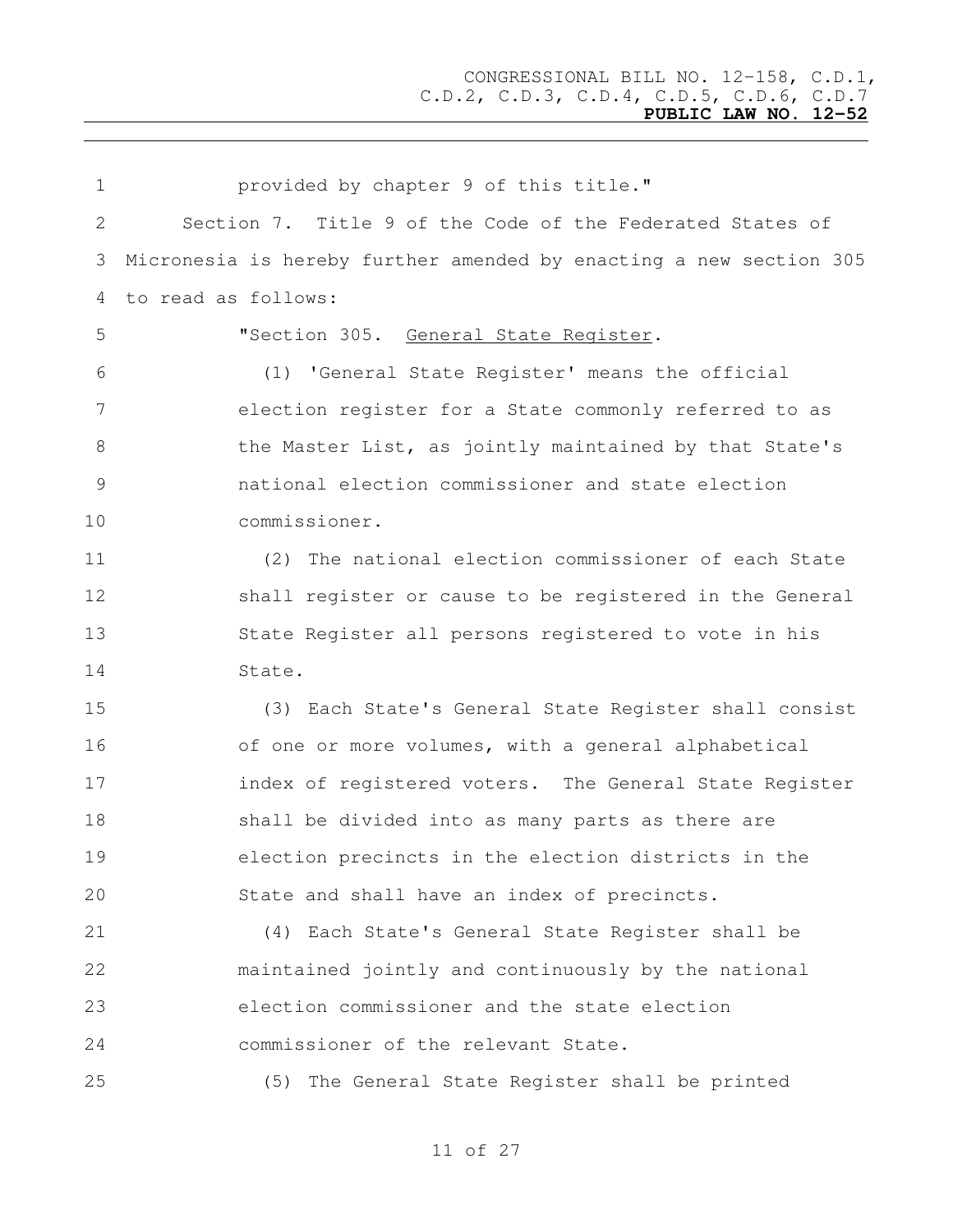provided by chapter 9 of this title."

Section 7. Title 9 of the Code of the Federated States of Micronesia is hereby further amended by enacting a new section 305 to read as follows:

"Section 305. General State Register.

(1) 'General State Register' means the official election register for a State commonly referred to as the Master List, as jointly maintained by that State's national election commissioner and state election commissioner.

(2) The national election commissioner of each State shall register or cause to be registered in the General State Register all persons registered to vote in his State.

(3) Each State's General State Register shall consist of one or more volumes, with a general alphabetical index of registered voters. The General State Register shall be divided into as many parts as there are election precincts in the election districts in the State and shall have an index of precincts.

(4) Each State's General State Register shall be maintained jointly and continuously by the national election commissioner and the state election commissioner of the relevant State.

(5) The General State Register shall be printed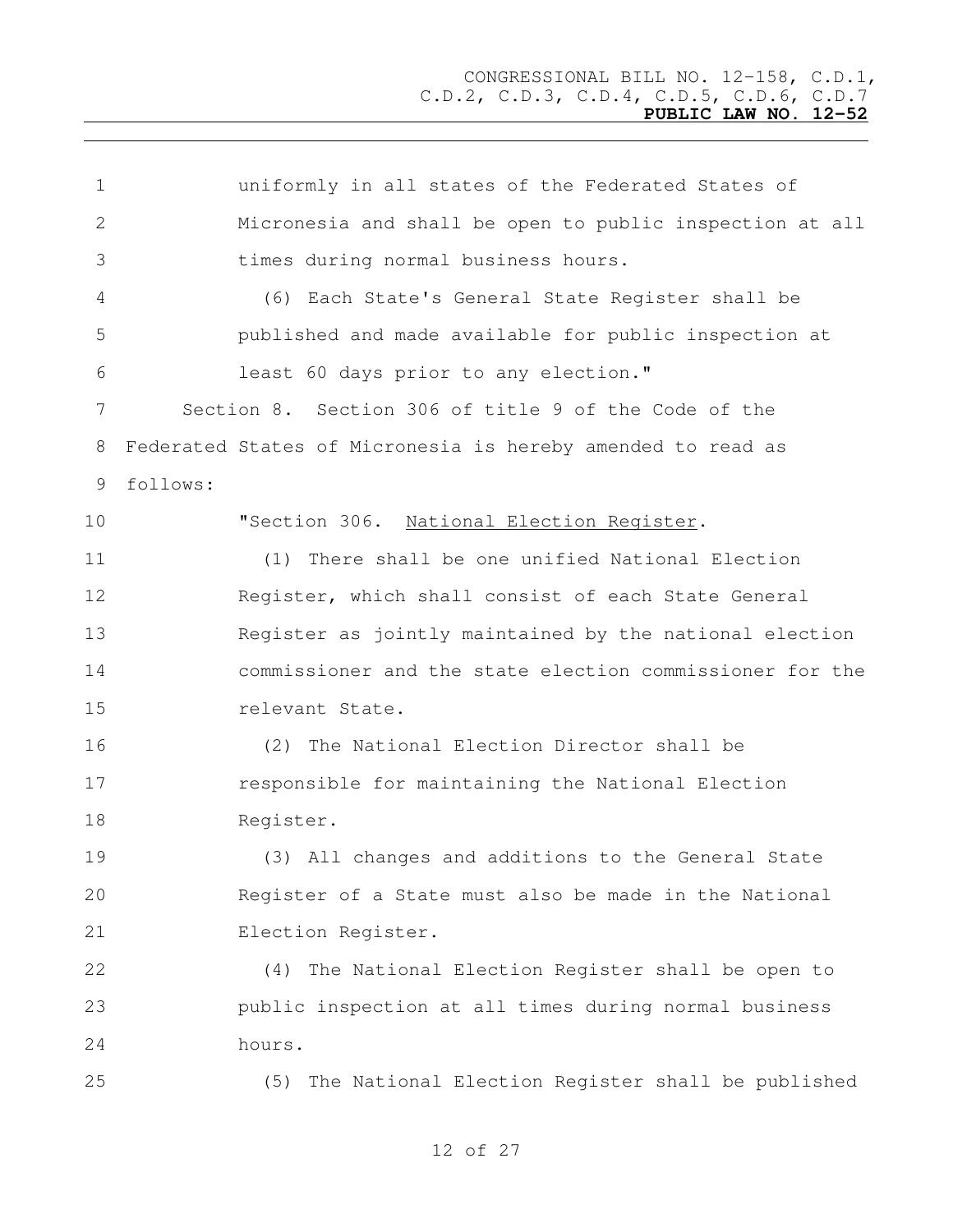uniformly in all states of the Federated States of Micronesia and shall be open to public inspection at all times during normal business hours.

(6) Each State's General State Register shall be published and made available for public inspection at least 60 days prior to any election."

Section 8. Section 306 of title 9 of the Code of the Federated States of Micronesia is hereby amended to read as follows:

"Section 306. National Election Register.

(1) There shall be one unified National Election Register, which shall consist of each State General Register as jointly maintained by the national election commissioner and the state election commissioner for the relevant State.

(2) The National Election Director shall be responsible for maintaining the National Election Register.

(3) All changes and additions to the General State Register of a State must also be made in the National Election Register.

(4) The National Election Register shall be open to public inspection at all times during normal business hours.

(5) The National Election Register shall be published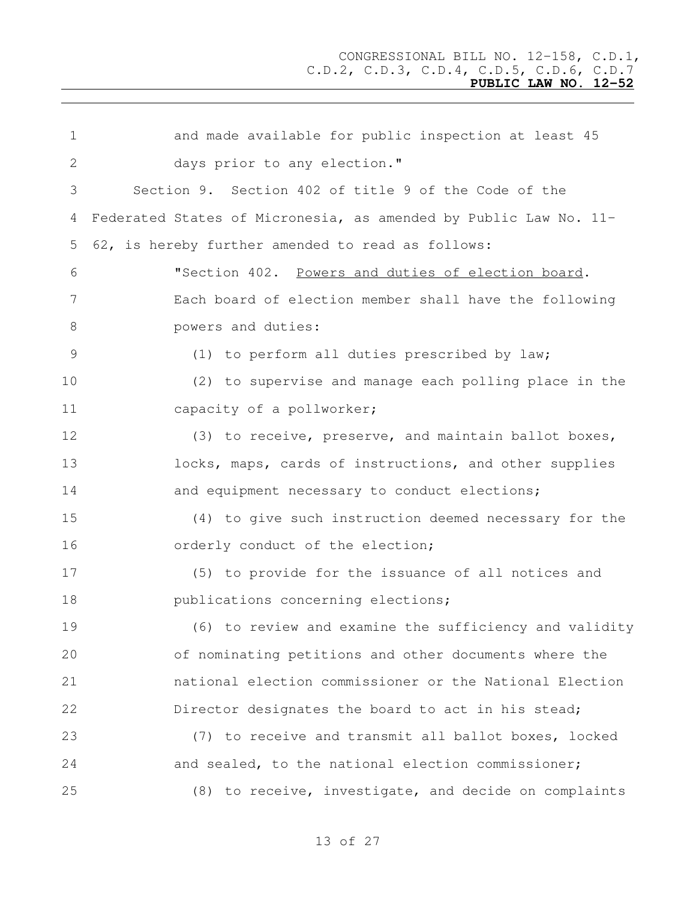and made available for public inspection at least 45 days prior to any election."

Section 9. Section 402 of title 9 of the Code of the Federated States of Micronesia, as amended by Public Law No. 11-62, is hereby further amended to read as follows:

"Section 402. Powers and duties of election board. Each board of election member shall have the following powers and duties:

(1) to perform all duties prescribed by law;

(2) to supervise and manage each polling place in the capacity of a pollworker;

(3) to receive, preserve, and maintain ballot boxes, locks, maps, cards of instructions, and other supplies and equipment necessary to conduct elections;

(4) to give such instruction deemed necessary for the orderly conduct of the election;

(5) to provide for the issuance of all notices and publications concerning elections;

(6) to review and examine the sufficiency and validity of nominating petitions and other documents where the national election commissioner or the National Election Director designates the board to act in his stead;

(7) to receive and transmit all ballot boxes, locked and sealed, to the national election commissioner;

(8) to receive, investigate, and decide on complaints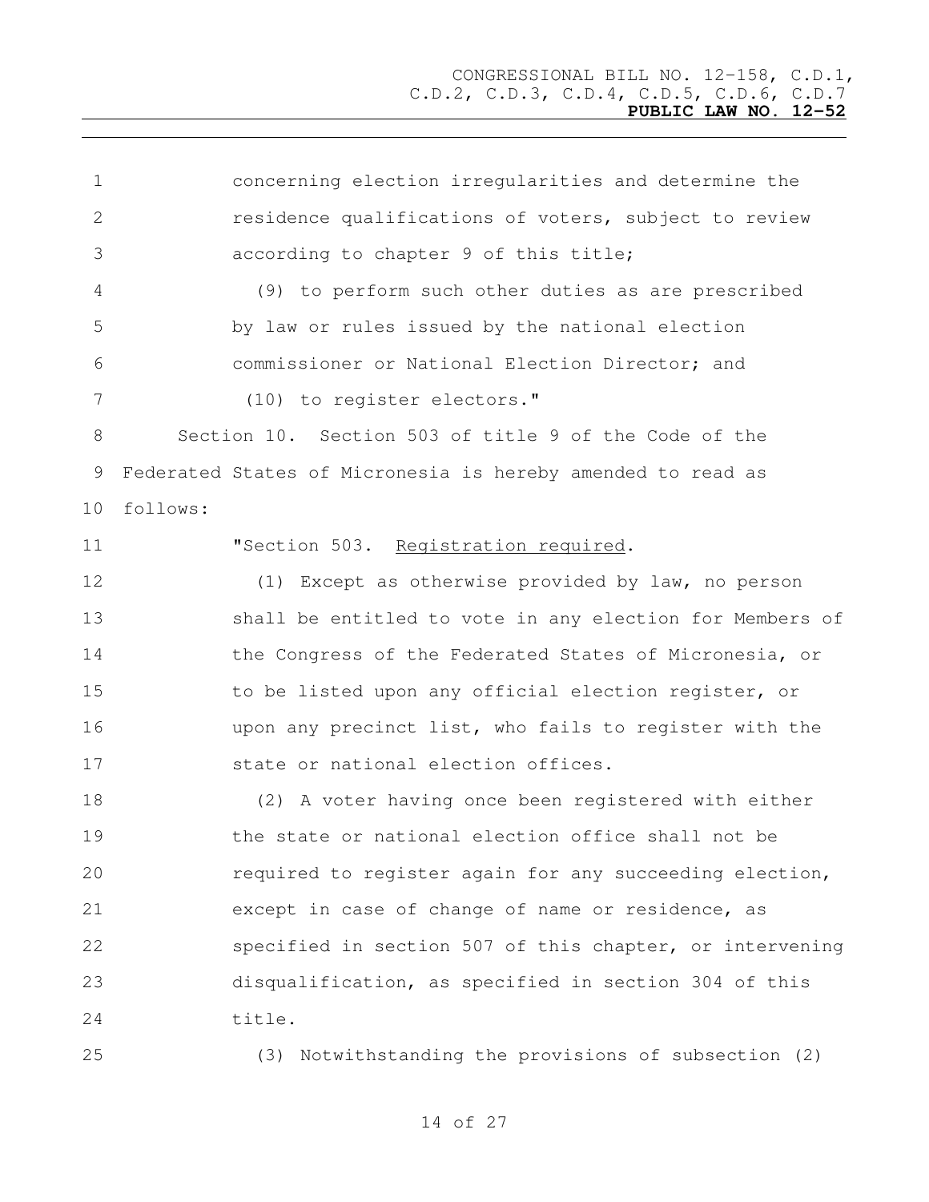concerning election irregularities and determine the residence qualifications of voters, subject to review according to chapter 9 of this title;

(9) to perform such other duties as are prescribed by law or rules issued by the national election commissioner or National Election Director; and

(10) to register electors."

Section 10. Section 503 of title 9 of the Code of the Federated States of Micronesia is hereby amended to read as follows:

"Section 503. Registration required.

(1) Except as otherwise provided by law, no person shall be entitled to vote in any election for Members of the Congress of the Federated States of Micronesia, or to be listed upon any official election register, or upon any precinct list, who fails to register with the state or national election offices.

(2) A voter having once been registered with either the state or national election office shall not be required to register again for any succeeding election, except in case of change of name or residence, as specified in section 507 of this chapter, or intervening disqualification, as specified in section 304 of this title.

(3) Notwithstanding the provisions of subsection (2)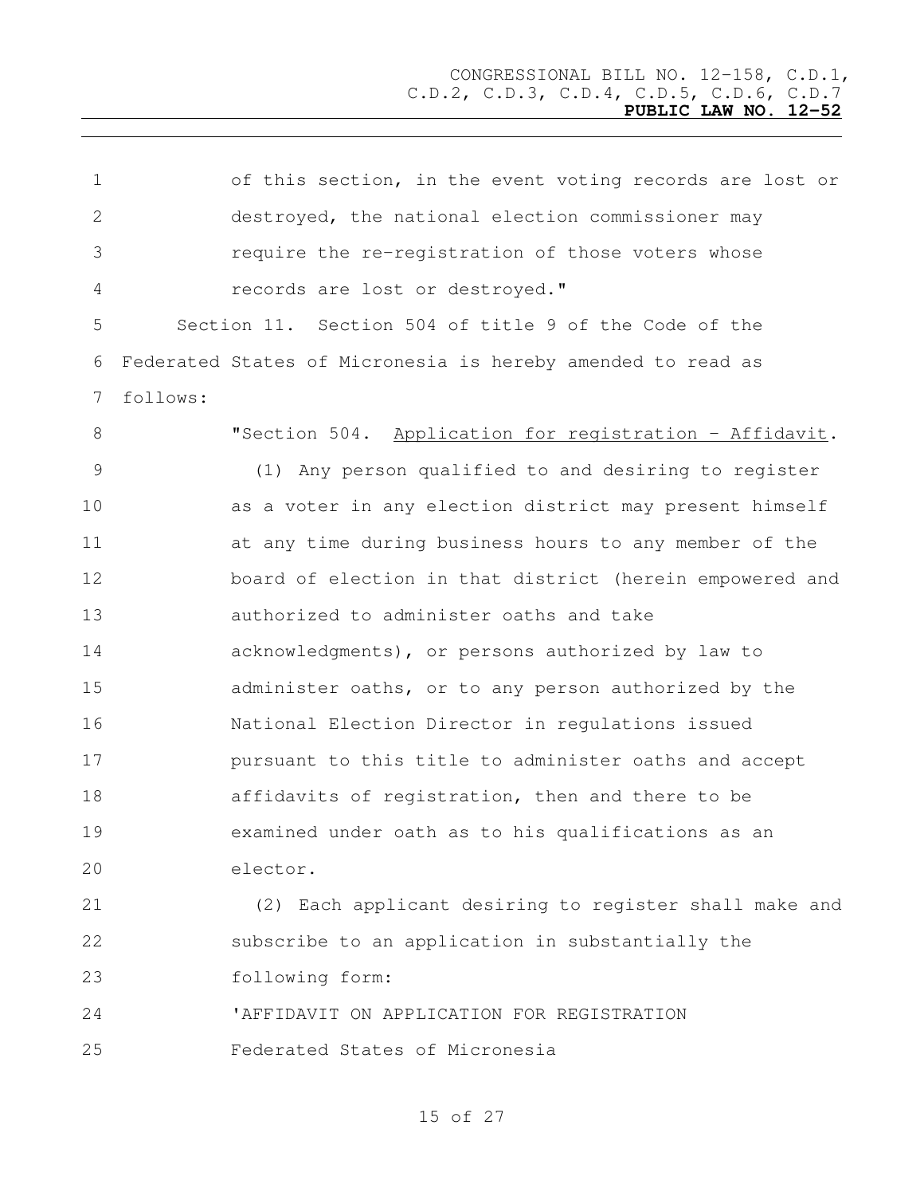of this section, in the event voting records are lost or destroyed, the national election commissioner may require the re-registration of those voters whose records are lost or destroyed."

Section 11. Section 504 of title 9 of the Code of the Federated States of Micronesia is hereby amended to read as follows:

"Section 504. <u>Application for registration - Affidavit</u>.

(1) Any person qualified to and desiring to register as a voter in any election district may present himself at any time during business hours to any member of the board of election in that district (herein empowered and authorized to administer oaths and take acknowledgments), or persons authorized by law to administer oaths, or to any person authorized by the National Election Director in regulations issued pursuant to this title to administer oaths and accept affidavits of registration, then and there to be examined under oath as to his qualifications as an elector.

(2) Each applicant desiring to register shall make and subscribe to an application in substantially the following form:

'AFFIDAVIT ON APPLICATION FOR REGISTRATION

Federated States of Micronesia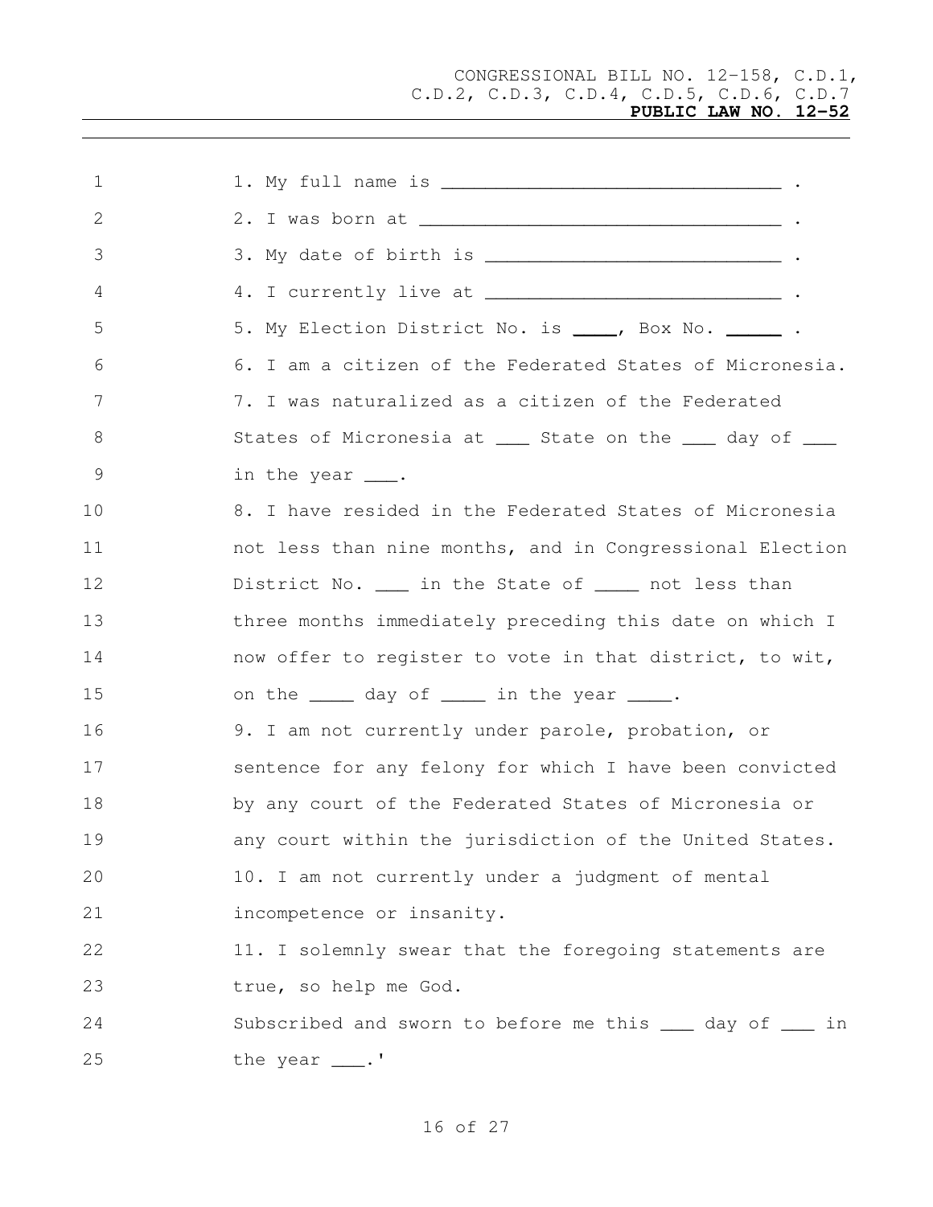1. My full name is ______________________________ .

2. I was born at ________________________________ .

3. My date of birth is ___________________________ .

4. I currently live at ___________________________ .

5. My Election District No. is ____, Box No. _____ .

6. I am a citizen of the Federated States of Micronesia.

7. I was naturalized as a citizen of the Federated States of Micronesia at ___ State on the ___ day of ___ in the year ___.

8. I have resided in the Federated States of Micronesia not less than nine months, and in Congressional Election District No. ___ in the State of ____ not less than three months immediately preceding this date on which I now offer to register to vote in that district, to wit, on the ____ day of ____ in the year ____.

9. I am not currently under parole, probation, or sentence for any felony for which I have been convicted by any court of the Federated States of Micronesia or any court within the jurisdiction of the United States.

10. I am not currently under a judgment of mental incompetence or insanity.

11. I solemnly swear that the foregoing statements are true, so help me God.

Subscribed and sworn to before me this ___ day of ___ in the year ___.'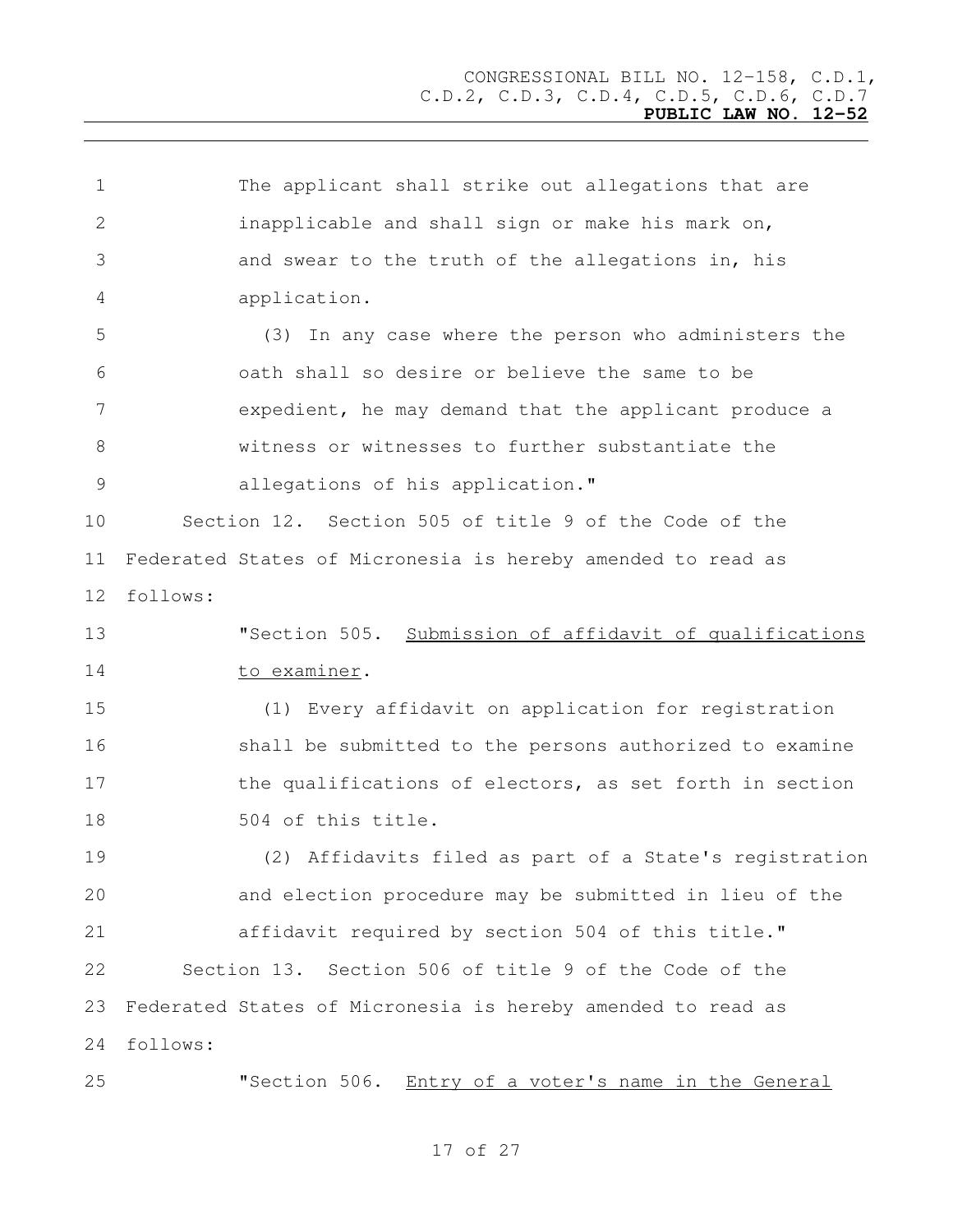The applicant shall strike out allegations that are inapplicable and shall sign or make his mark on, and swear to the truth of the allegations in, his application.

(3) In any case where the person who administers the oath shall so desire or believe the same to be expedient, he may demand that the applicant produce a witness or witnesses to further substantiate the allegations of his application."

Section 12. Section 505 of title 9 of the Code of the Federated States of Micronesia is hereby amended to read as follows:

"Section 505. Submission of affidavit of qualifications to examiner.

(1) Every affidavit on application for registration shall be submitted to the persons authorized to examine the qualifications of electors, as set forth in section 504 of this title.

(2) Affidavits filed as part of a State's registration and election procedure may be submitted in lieu of the affidavit required by section 504 of this title."

Section 13. Section 506 of title 9 of the Code of the Federated States of Micronesia is hereby amended to read as follows:

"Section 506. Entry of a voter's name in the General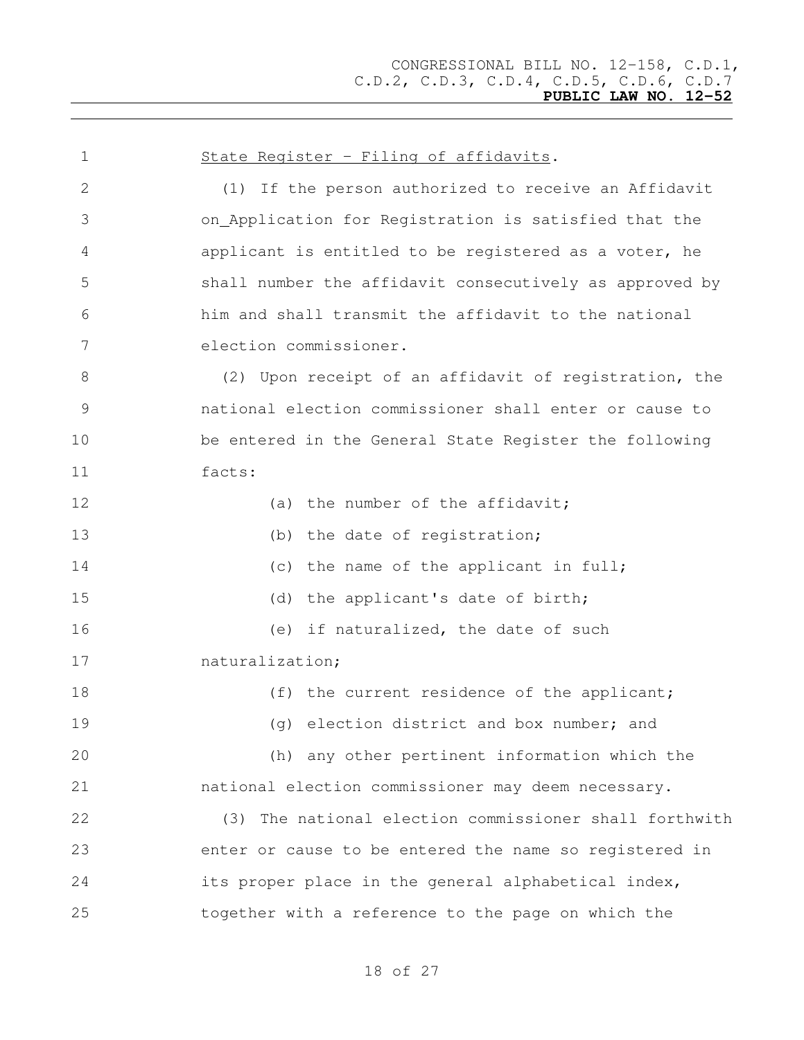State Register - Filing of affidavits.

(1) If the person authorized to receive an Affidavit on Application for Registration is satisfied that the applicant is entitled to be registered as a voter, he shall number the affidavit consecutively as approved by him and shall transmit the affidavit to the national election commissioner.

(2) Upon receipt of an affidavit of registration, the national election commissioner shall enter or cause to be entered in the General State Register the following facts:

(a) the number of the affidavit;

(b) the date of registration;

(c) the name of the applicant in full;

(d) the applicant's date of birth;

(e) if naturalized, the date of such naturalization;

(f) the current residence of the applicant;

(g) election district and box number; and

(h) any other pertinent information which the national election commissioner may deem necessary.

(3) The national election commissioner shall forthwith enter or cause to be entered the name so registered in its proper place in the general alphabetical index, together with a reference to the page on which the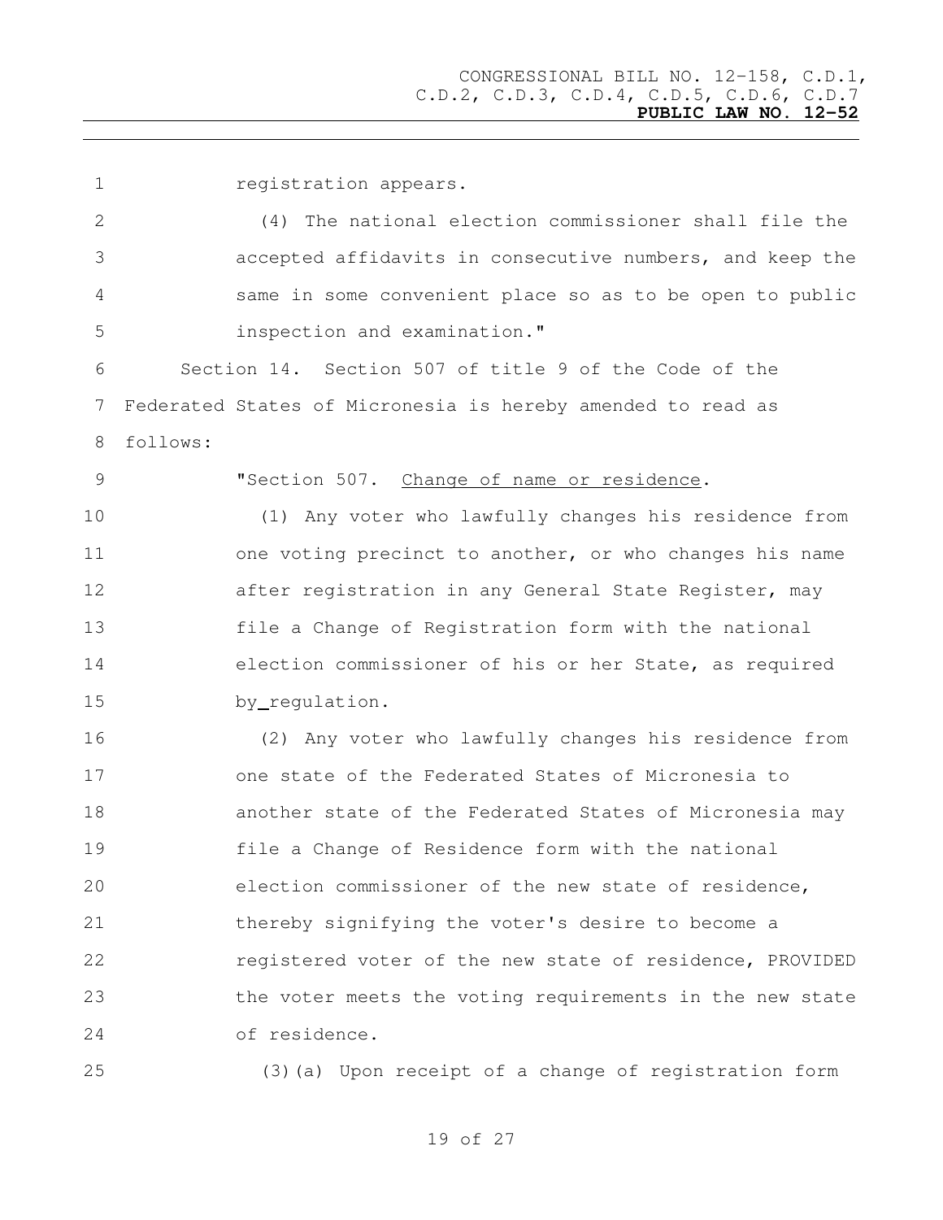registration appears.

(4) The national election commissioner shall file the accepted affidavits in consecutive numbers, and keep the same in some convenient place so as to be open to public inspection and examination."

Section 14. Section 507 of title 9 of the Code of the Federated States of Micronesia is hereby amended to read as follows:

"Section 507. Change of name or residence.

(1) Any voter who lawfully changes his residence from one voting precinct to another, or who changes his name after registration in any General State Register, may file a Change of Registration form with the national election commissioner of his or her State, as required by regulation.

(2) Any voter who lawfully changes his residence from one state of the Federated States of Micronesia to another state of the Federated States of Micronesia may file a Change of Residence form with the national election commissioner of the new state of residence, thereby signifying the voter's desire to become a registered voter of the new state of residence, PROVIDED the voter meets the voting requirements in the new state of residence.

(3)(a) Upon receipt of a change of registration form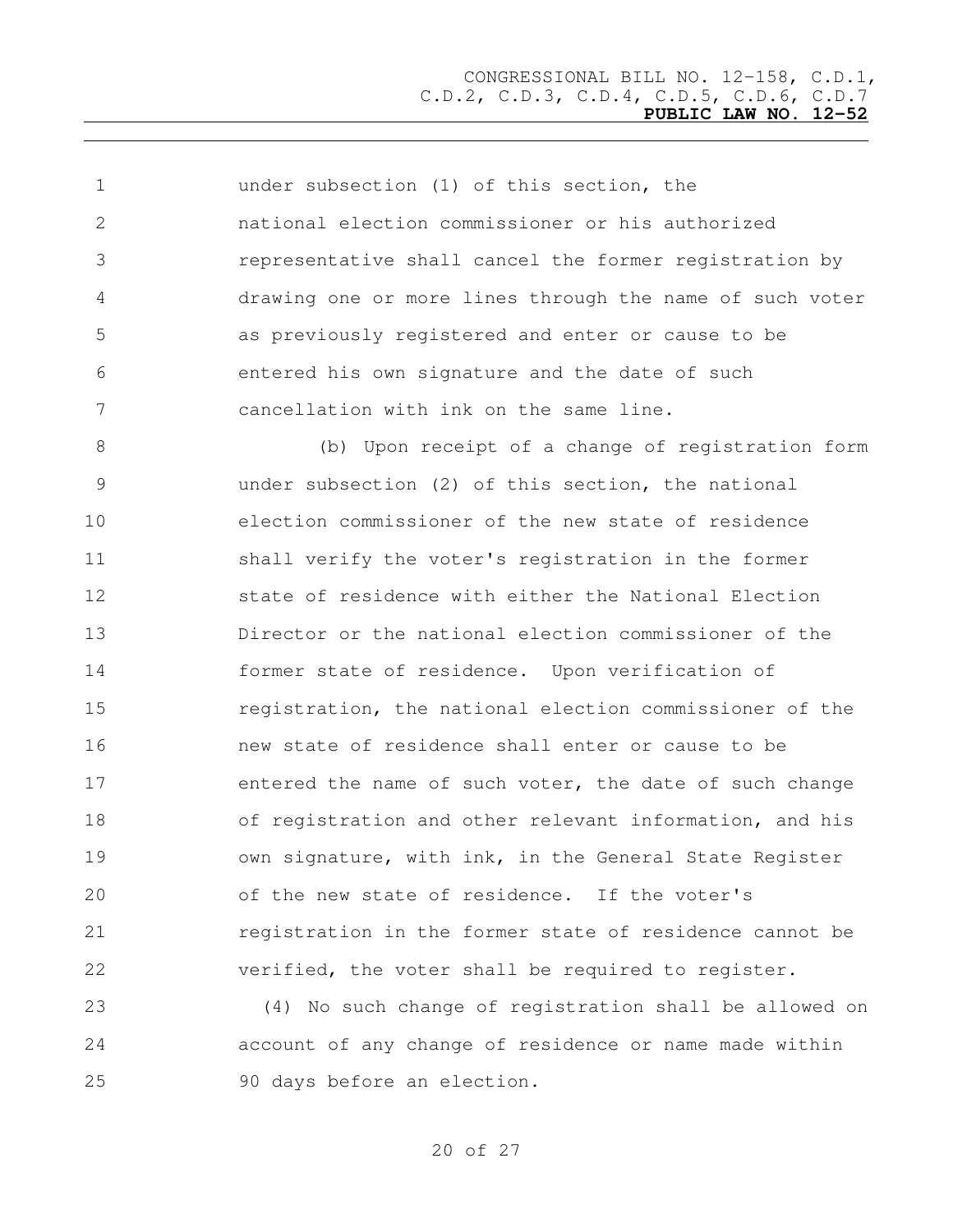under subsection (1) of this section, the national election commissioner or his authorized representative shall cancel the former registration by drawing one or more lines through the name of such voter as previously registered and enter or cause to be entered his own signature and the date of such cancellation with ink on the same line.

(b) Upon receipt of a change of registration form under subsection (2) of this section, the national election commissioner of the new state of residence shall verify the voter's registration in the former state of residence with either the National Election Director or the national election commissioner of the former state of residence. Upon verification of registration, the national election commissioner of the new state of residence shall enter or cause to be entered the name of such voter, the date of such change of registration and other relevant information, and his own signature, with ink, in the General State Register of the new state of residence. If the voter's registration in the former state of residence cannot be verified, the voter shall be required to register.

(4) No such change of registration shall be allowed on account of any change of residence or name made within 90 days before an election.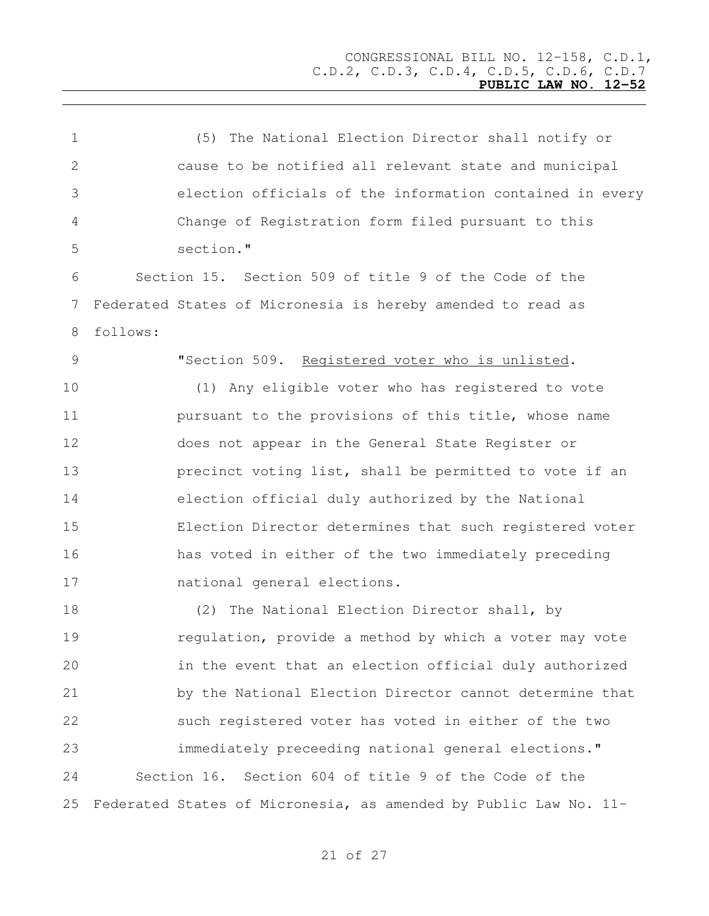(5) The National Election Director shall notify or cause to be notified all relevant state and municipal election officials of the information contained in every Change of Registration form filed pursuant to this section."

Section 15. Section 509 of title 9 of the Code of the Federated States of Micronesia is hereby amended to read as follows:

"Section 509. Registered voter who is unlisted.

(1) Any eligible voter who has registered to vote pursuant to the provisions of this title, whose name does not appear in the General State Register or precinct voting list, shall be permitted to vote if an election official duly authorized by the National Election Director determines that such registered voter has voted in either of the two immediately preceding national general elections.

(2) The National Election Director shall, by regulation, provide a method by which a voter may vote in the event that an election official duly authorized by the National Election Director cannot determine that such registered voter has voted in either of the two immediately preceeding national general elections."

Section 16. Section 604 of title 9 of the Code of the Federated States of Micronesia, as amended by Public Law No. 11-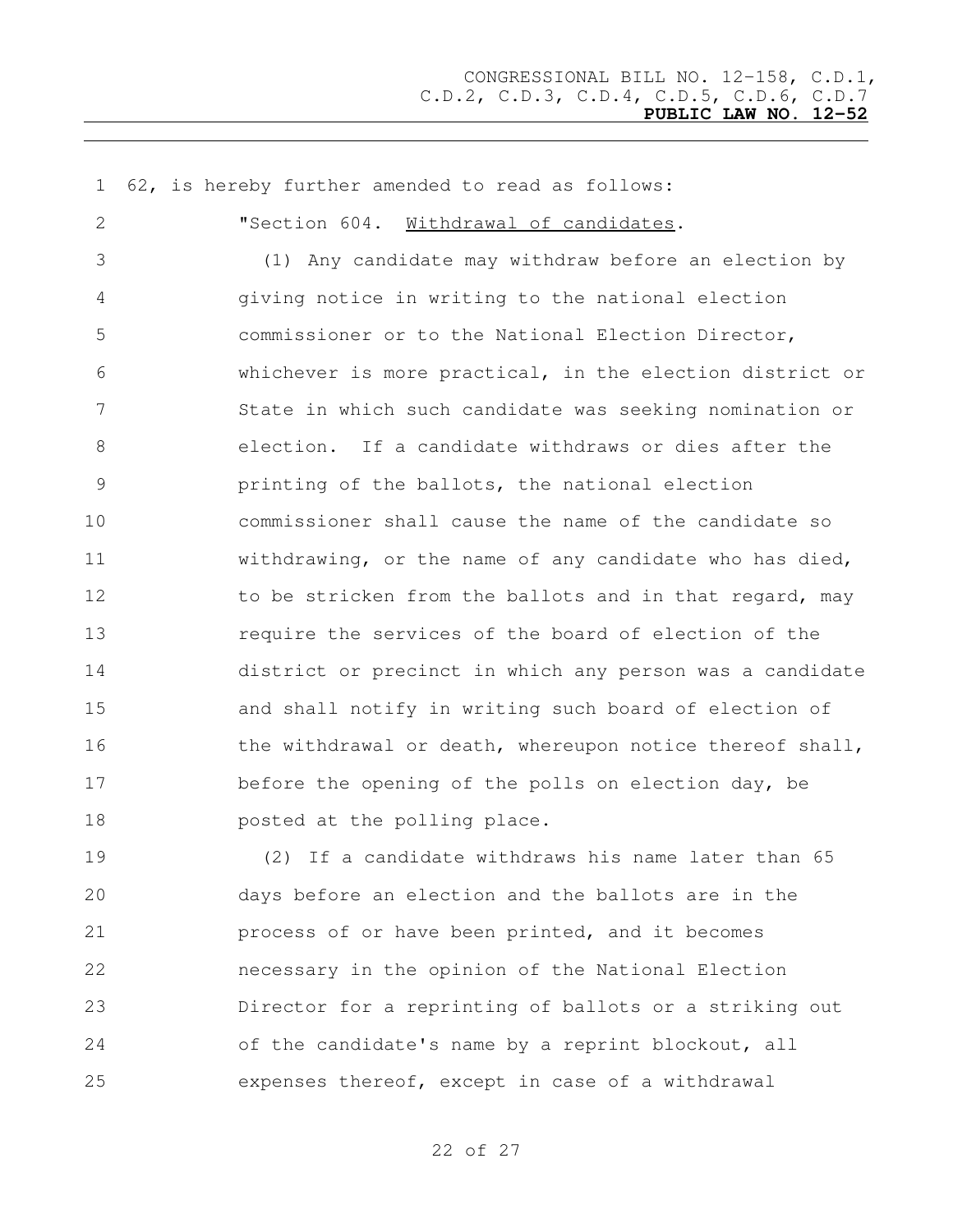62, is hereby further amended to read as follows:

"Section 604. Withdrawal of candidates.

(1) Any candidate may withdraw before an election by giving notice in writing to the national election commissioner or to the National Election Director, whichever is more practical, in the election district or State in which such candidate was seeking nomination or election. If a candidate withdraws or dies after the printing of the ballots, the national election commissioner shall cause the name of the candidate so withdrawing, or the name of any candidate who has died, to be stricken from the ballots and in that regard, may require the services of the board of election of the district or precinct in which any person was a candidate and shall notify in writing such board of election of the withdrawal or death, whereupon notice thereof shall, before the opening of the polls on election day, be posted at the polling place.

(2) If a candidate withdraws his name later than 65 days before an election and the ballots are in the process of or have been printed, and it becomes necessary in the opinion of the National Election Director for a reprinting of ballots or a striking out of the candidate's name by a reprint blockout, all expenses thereof, except in case of a withdrawal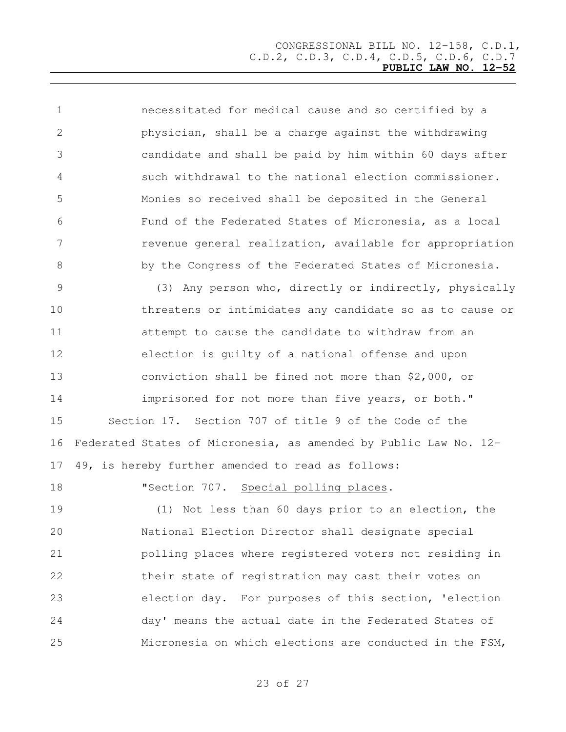necessitated for medical cause and so certified by a physician, shall be a charge against the withdrawing candidate and shall be paid by him within 60 days after such withdrawal to the national election commissioner. Monies so received shall be deposited in the General Fund of the Federated States of Micronesia, as a local revenue general realization, available for appropriation by the Congress of the Federated States of Micronesia.

(3) Any person who, directly or indirectly, physically threatens or intimidates any candidate so as to cause or attempt to cause the candidate to withdraw from an election is guilty of a national offense and upon conviction shall be fined not more than $2,000, or imprisoned for not more than five years, or both."

Section 17. Section 707 of title 9 of the Code of the Federated States of Micronesia, as amended by Public Law No. 12-49, is hereby further amended to read as follows:

"Section 707. Special polling places.

(1) Not less than 60 days prior to an election, the National Election Director shall designate special polling places where registered voters not residing in their state of registration may cast their votes on election day. For purposes of this section, 'election day' means the actual date in the Federated States of Micronesia on which elections are conducted in the FSM,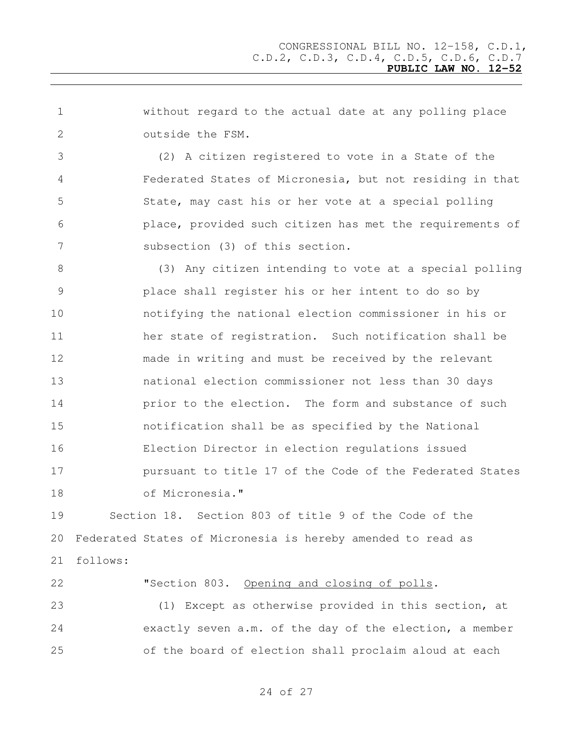without regard to the actual date at any polling place outside the FSM.

(2) A citizen registered to vote in a State of the Federated States of Micronesia, but not residing in that State, may cast his or her vote at a special polling place, provided such citizen has met the requirements of subsection (3) of this section.

(3) Any citizen intending to vote at a special polling place shall register his or her intent to do so by notifying the national election commissioner in his or her state of registration. Such notification shall be made in writing and must be received by the relevant national election commissioner not less than 30 days prior to the election. The form and substance of such notification shall be as specified by the National Election Director in election regulations issued pursuant to title 17 of the Code of the Federated States of Micronesia."

Section 18. Section 803 of title 9 of the Code of the Federated States of Micronesia is hereby amended to read as follows:

"Section 803. Opening and closing of polls.

(1) Except as otherwise provided in this section, at exactly seven a.m. of the day of the election, a member of the board of election shall proclaim aloud at each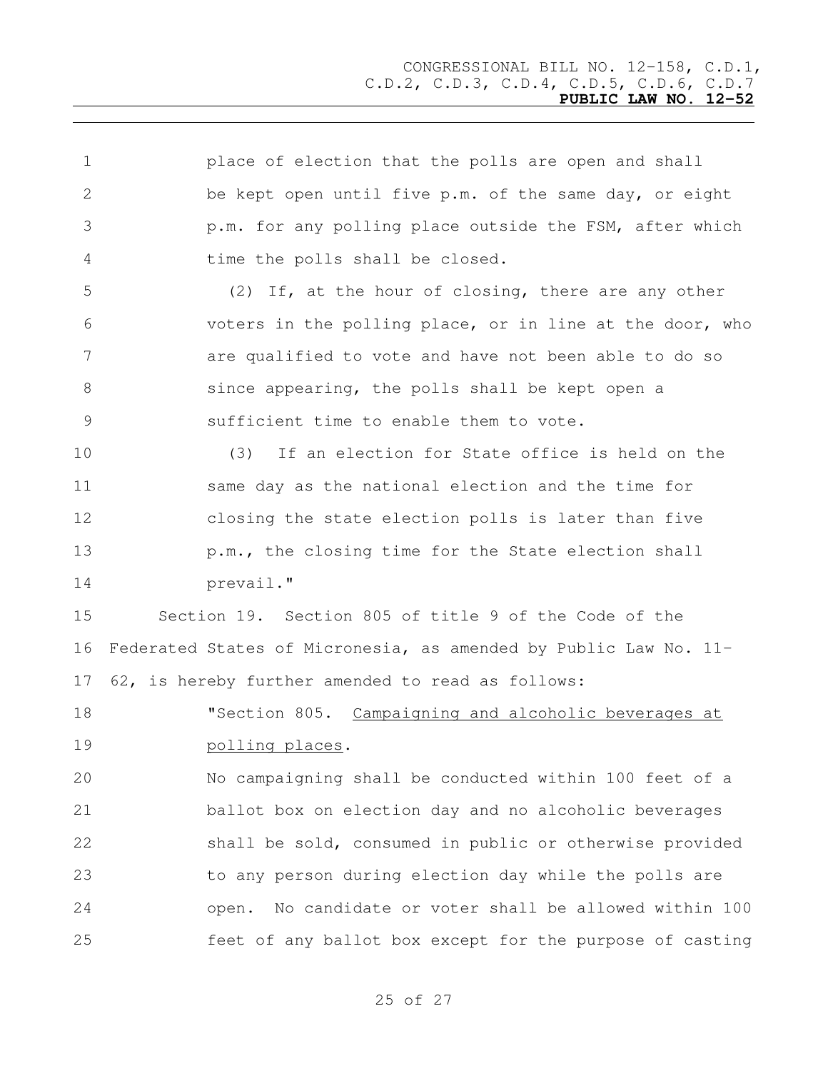place of election that the polls are open and shall be kept open until five p.m. of the same day, or eight p.m. for any polling place outside the FSM, after which time the polls shall be closed.

(2) If, at the hour of closing, there are any other voters in the polling place, or in line at the door, who are qualified to vote and have not been able to do so since appearing, the polls shall be kept open a sufficient time to enable them to vote.

(3) If an election for State office is held on the same day as the national election and the time for closing the state election polls is later than five p.m., the closing time for the State election shall prevail."

Section 19. Section 805 of title 9 of the Code of the Federated States of Micronesia, as amended by Public Law No. 11-62, is hereby further amended to read as follows:

"Section 805. Campaigning and alcoholic beverages at polling places.

No campaigning shall be conducted within 100 feet of a ballot box on election day and no alcoholic beverages shall be sold, consumed in public or otherwise provided to any person during election day while the polls are open. No candidate or voter shall be allowed within 100 feet of any ballot box except for the purpose of casting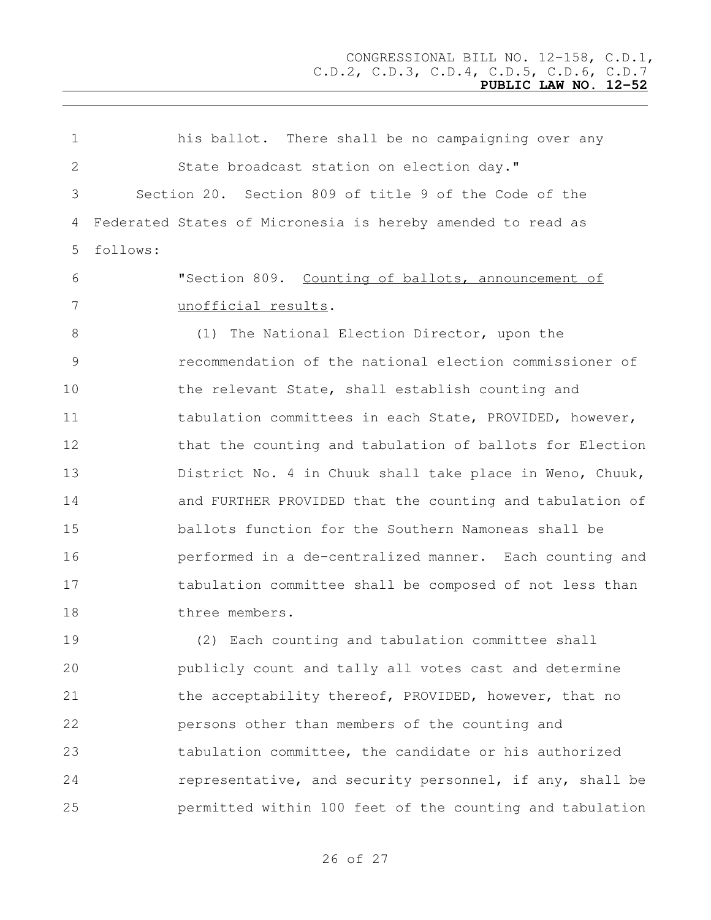his ballot. There shall be no campaigning over any State broadcast station on election day."

Section 20. Section 809 of title 9 of the Code of the Federated States of Micronesia is hereby amended to read as follows:

"Section 809. Counting of ballots, announcement of unofficial results.

(1) The National Election Director, upon the recommendation of the national election commissioner of the relevant State, shall establish counting and tabulation committees in each State, PROVIDED, however, that the counting and tabulation of ballots for Election District No. 4 in Chuuk shall take place in Weno, Chuuk, and FURTHER PROVIDED that the counting and tabulation of ballots function for the Southern Namoneas shall be performed in a de-centralized manner. Each counting and tabulation committee shall be composed of not less than three members.

(2) Each counting and tabulation committee shall publicly count and tally all votes cast and determine the acceptability thereof, PROVIDED, however, that no persons other than members of the counting and tabulation committee, the candidate or his authorized representative, and security personnel, if any, shall be permitted within 100 feet of the counting and tabulation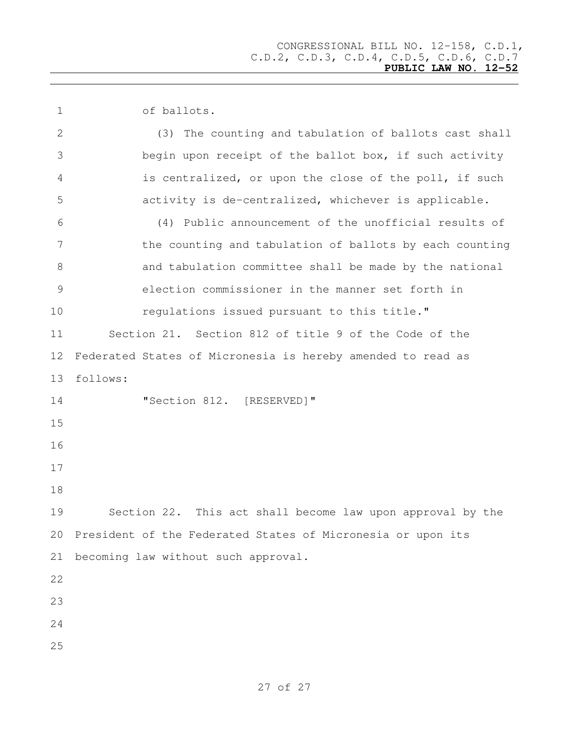of ballots.

(3) The counting and tabulation of ballots cast shall begin upon receipt of the ballot box, if such activity is centralized, or upon the close of the poll, if such activity is de-centralized, whichever is applicable.

(4) Public announcement of the unofficial results of the counting and tabulation of ballots by each counting and tabulation committee shall be made by the national election commissioner in the manner set forth in regulations issued pursuant to this title."

Section 21. Section 812 of title 9 of the Code of the Federated States of Micronesia is hereby amended to read as follows:

"Section 812. [RESERVED]"

Section 22. This act shall become law upon approval by the President of the Federated States of Micronesia or upon its becoming law without such approval.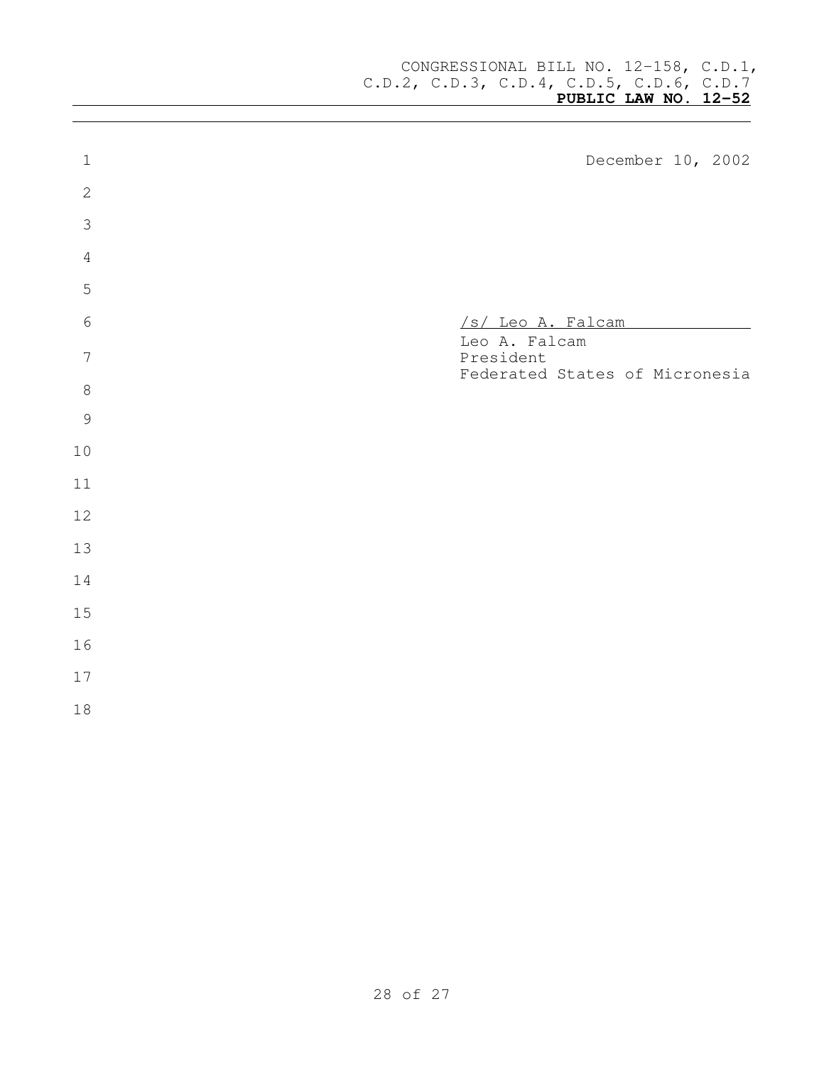December 10, 2002

/s/ Leo A. Falcam

Leo A. Falcam
President
Federated States of Micronesia